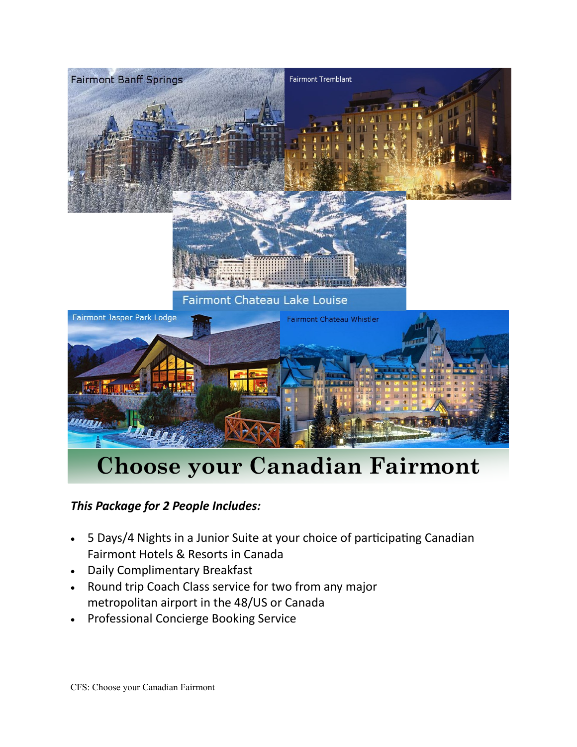Fairmont Banff Springs

Fairmont Tremblant

Fairmont Chateau Lake Louise

Fairmont Jasper Park Lodge

Fairmont Chateau Whistler

# Choose your Canadian Fairmont

***This Package for 2 People Includes:***

- 5 Days/4 Nights in a Junior Suite at your choice of participating Canadian Fairmont Hotels & Resorts in Canada
- Daily Complimentary Breakfast
- Round trip Coach Class service for two from any major metropolitan airport in the 48/US or Canada
- Professional Concierge Booking Service

CFS: Choose your Canadian Fairmont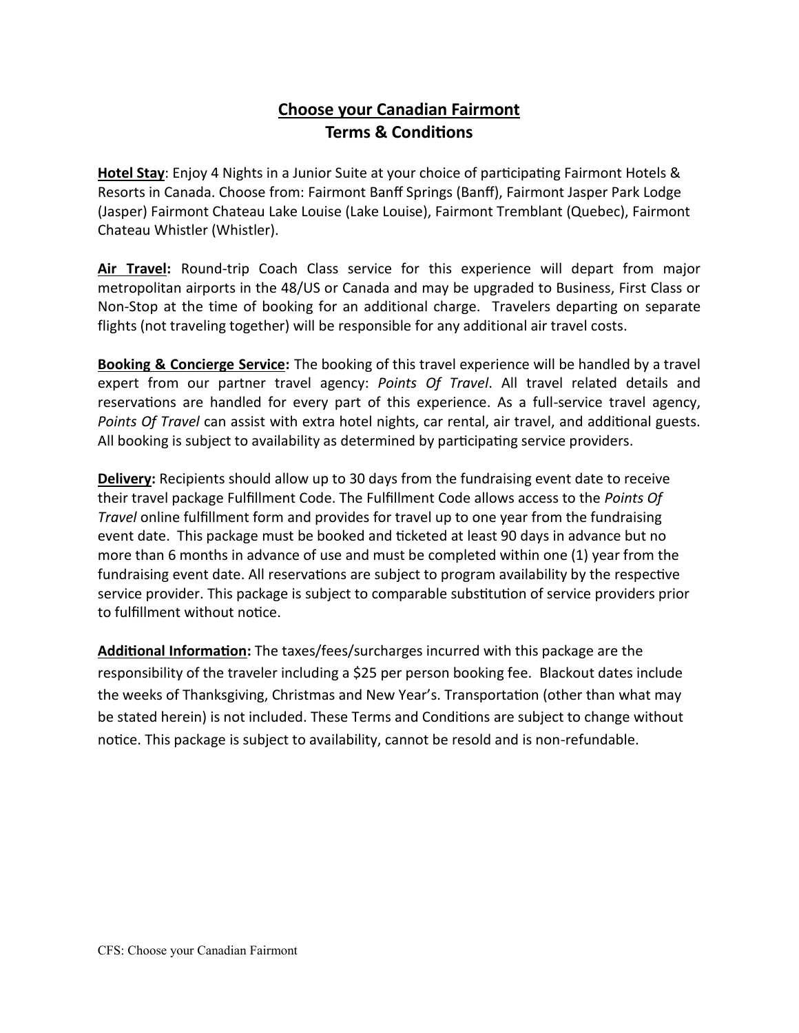# Choose your Canadian Fairmont
## Terms & Conditions

**Hotel Stay**: Enjoy 4 Nights in a Junior Suite at your choice of participating Fairmont Hotels & Resorts in Canada. Choose from: Fairmont Banff Springs (Banff), Fairmont Jasper Park Lodge (Jasper) Fairmont Chateau Lake Louise (Lake Louise), Fairmont Tremblant (Quebec), Fairmont Chateau Whistler (Whistler).

**Air Travel:** Round-trip Coach Class service for this experience will depart from major metropolitan airports in the 48/US or Canada and may be upgraded to Business, First Class or Non-Stop at the time of booking for an additional charge. Travelers departing on separate flights (not traveling together) will be responsible for any additional air travel costs.

**Booking & Concierge Service:** The booking of this travel experience will be handled by a travel expert from our partner travel agency: *Points Of Travel*. All travel related details and reservations are handled for every part of this experience. As a full-service travel agency, *Points Of Travel* can assist with extra hotel nights, car rental, air travel, and additional guests. All booking is subject to availability as determined by participating service providers.

**Delivery:** Recipients should allow up to 30 days from the fundraising event date to receive their travel package Fulfillment Code. The Fulfillment Code allows access to the *Points Of Travel* online fulfillment form and provides for travel up to one year from the fundraising event date. This package must be booked and ticketed at least 90 days in advance but no more than 6 months in advance of use and must be completed within one (1) year from the fundraising event date. All reservations are subject to program availability by the respective service provider. This package is subject to comparable substitution of service providers prior to fulfillment without notice.

**Additional Information:** The taxes/fees/surcharges incurred with this package are the responsibility of the traveler including a $25 per person booking fee. Blackout dates include the weeks of Thanksgiving, Christmas and New Year's. Transportation (other than what may be stated herein) is not included. These Terms and Conditions are subject to change without notice. This package is subject to availability, cannot be resold and is non-refundable.